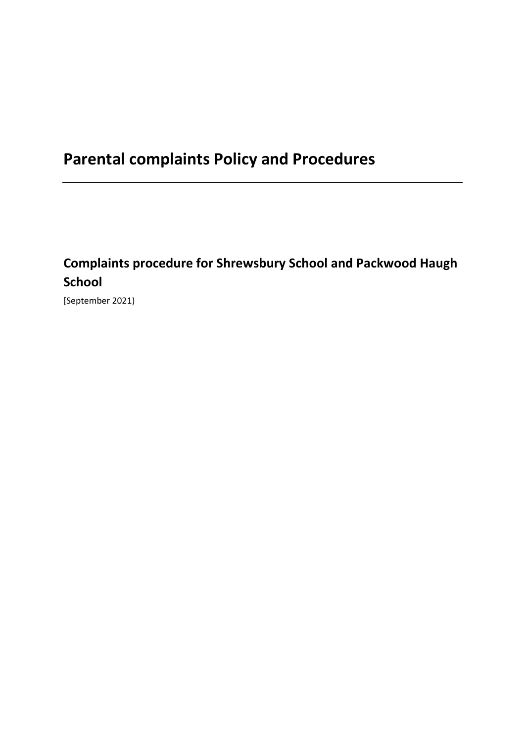# Parental complaints Policy and Procedures

---

## Complaints procedure for Shrewsbury School and Packwood Haugh School

[September 2021)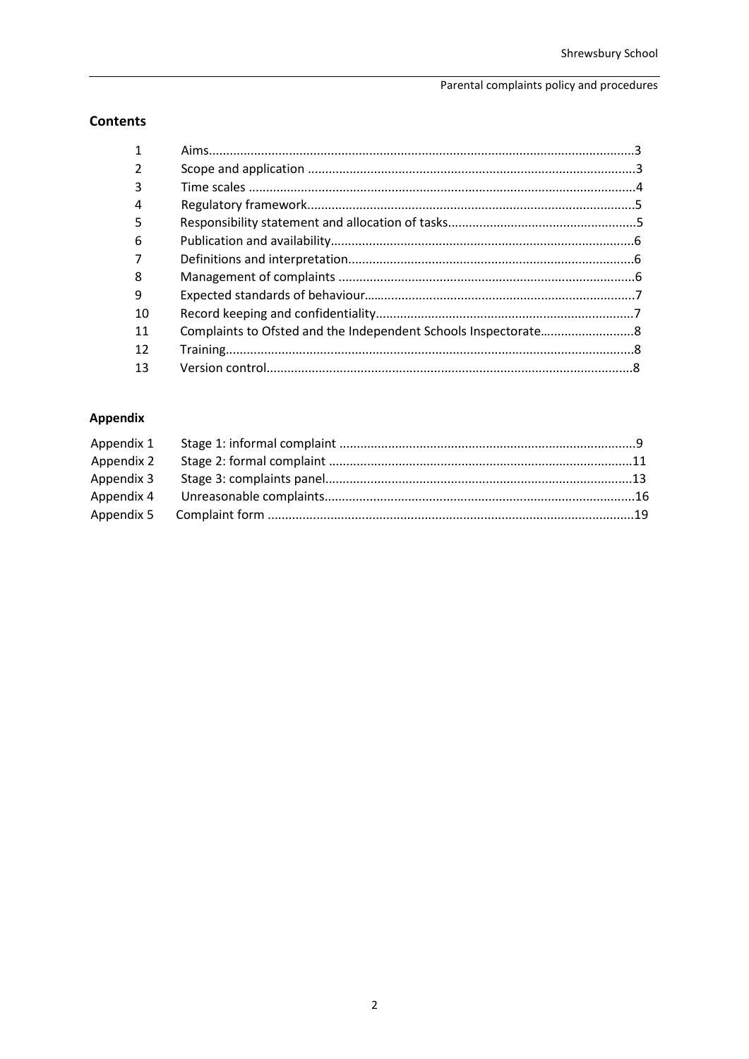## Contents

| | | |
|---|---|---|
| 1 | Aims | 3 |
| 2 | Scope and application | 3 |
| 3 | Time scales | 4 |
| 4 | Regulatory framework | 5 |
| 5 | Responsibility statement and allocation of tasks | 5 |
| 6 | Publication and availability | 6 |
| 7 | Definitions and interpretation | 6 |
| 8 | Management of complaints | 6 |
| 9 | Expected standards of behaviour | 7 |
| 10 | Record keeping and confidentiality | 7 |
| 11 | Complaints to Ofsted and the Independent Schools Inspectorate | 8 |
| 12 | Training | 8 |
| 13 | Version control | 8 |

## Appendix

| | | |
|---|---|---|
| Appendix 1 | Stage 1: informal complaint | 9 |
| Appendix 2 | Stage 2: formal complaint | 11 |
| Appendix 3 | Stage 3: complaints panel | 13 |
| Appendix 4 | Unreasonable complaints | 16 |
| Appendix 5 | Complaint form | 19 |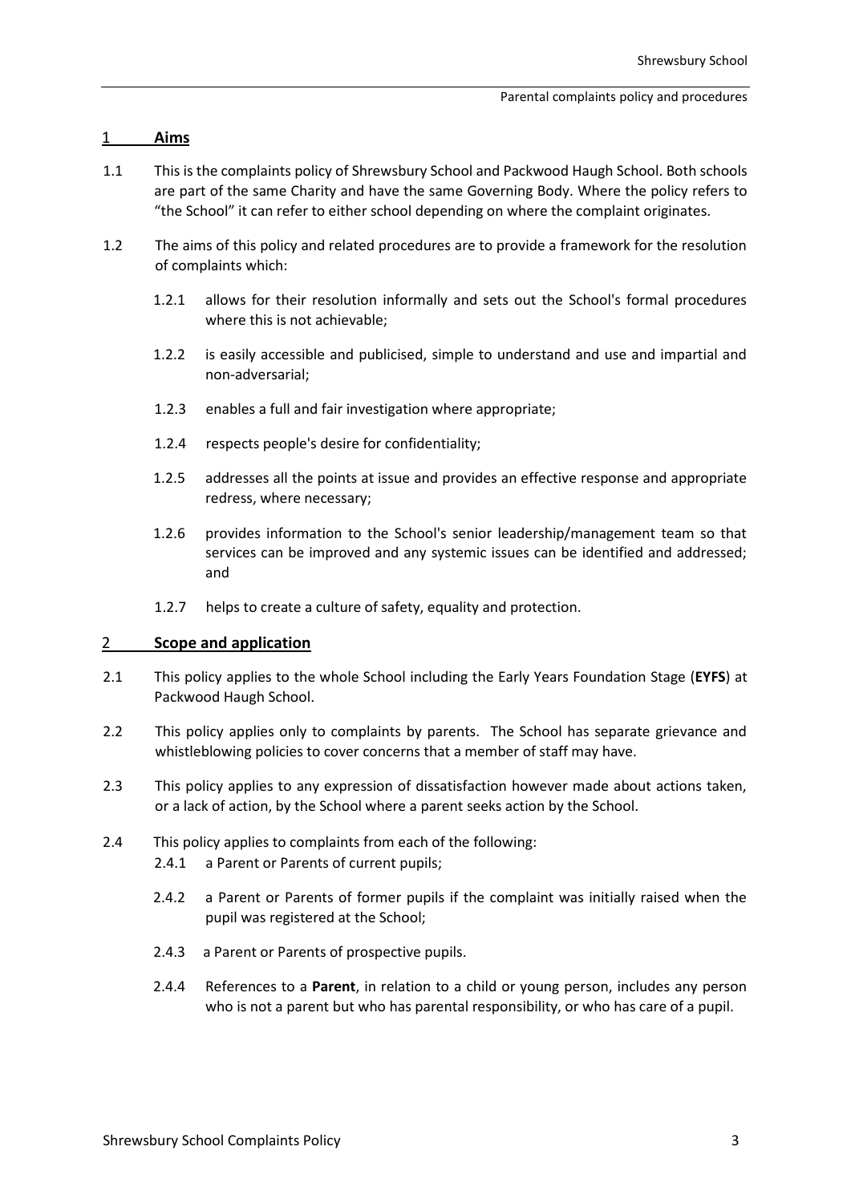## 1 Aims

1.1 This is the complaints policy of Shrewsbury School and Packwood Haugh School. Both schools are part of the same Charity and have the same Governing Body. Where the policy refers to "the School" it can refer to either school depending on where the complaint originates.

1.2 The aims of this policy and related procedures are to provide a framework for the resolution of complaints which:

1.2.1 allows for their resolution informally and sets out the School's formal procedures where this is not achievable;

1.2.2 is easily accessible and publicised, simple to understand and use and impartial and non-adversarial;

1.2.3 enables a full and fair investigation where appropriate;

1.2.4 respects people's desire for confidentiality;

1.2.5 addresses all the points at issue and provides an effective response and appropriate redress, where necessary;

1.2.6 provides information to the School's senior leadership/management team so that services can be improved and any systemic issues can be identified and addressed; and

1.2.7 helps to create a culture of safety, equality and protection.

## 2 Scope and application

2.1 This policy applies to the whole School including the Early Years Foundation Stage (**EYFS**) at Packwood Haugh School.

2.2 This policy applies only to complaints by parents. The School has separate grievance and whistleblowing policies to cover concerns that a member of staff may have.

2.3 This policy applies to any expression of dissatisfaction however made about actions taken, or a lack of action, by the School where a parent seeks action by the School.

2.4 This policy applies to complaints from each of the following:

2.4.1 a Parent or Parents of current pupils;

2.4.2 a Parent or Parents of former pupils if the complaint was initially raised when the pupil was registered at the School;

2.4.3 a Parent or Parents of prospective pupils.

2.4.4 References to a **Parent**, in relation to a child or young person, includes any person who is not a parent but who has parental responsibility, or who has care of a pupil.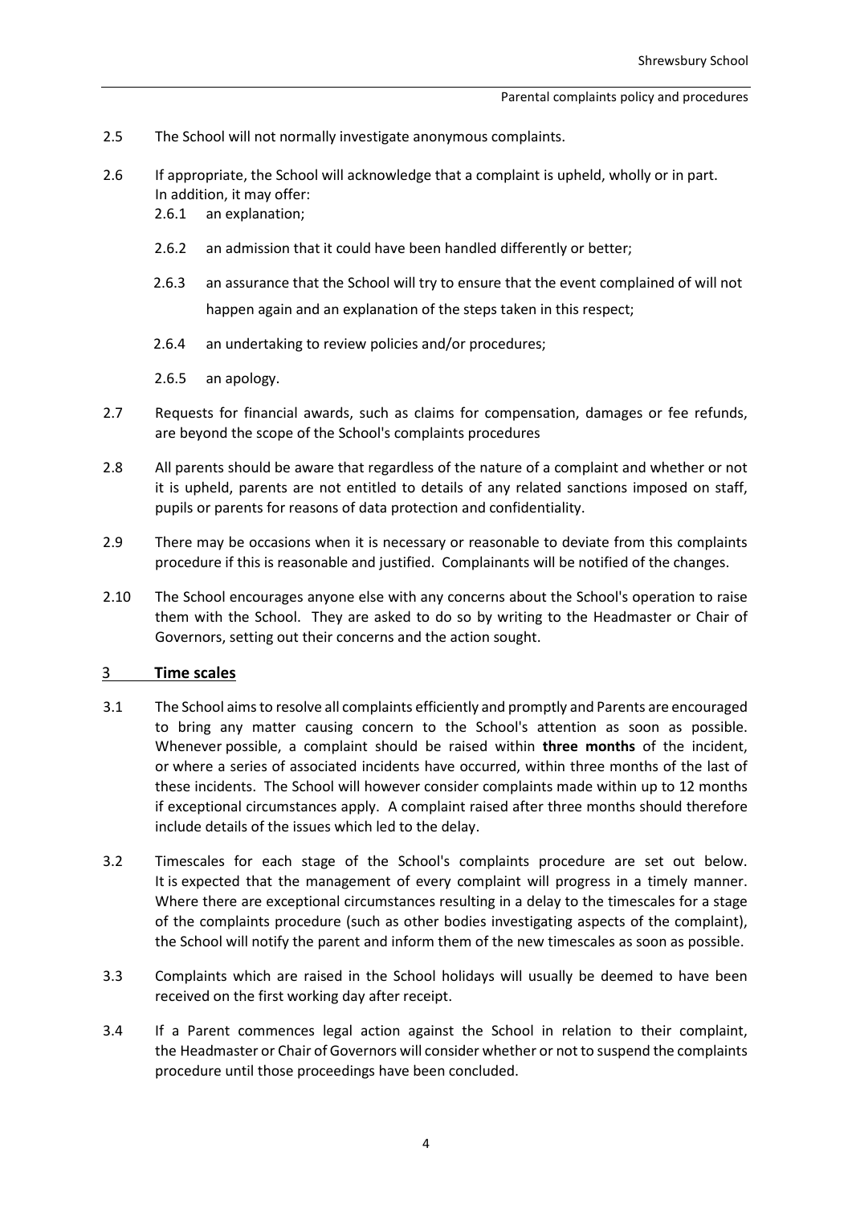2.5 The School will not normally investigate anonymous complaints.

2.6 If appropriate, the School will acknowledge that a complaint is upheld, wholly or in part. In addition, it may offer:

2.6.1 an explanation;

2.6.2 an admission that it could have been handled differently or better;

2.6.3 an assurance that the School will try to ensure that the event complained of will not happen again and an explanation of the steps taken in this respect;

2.6.4 an undertaking to review policies and/or procedures;

2.6.5 an apology.

2.7 Requests for financial awards, such as claims for compensation, damages or fee refunds, are beyond the scope of the School's complaints procedures

2.8 All parents should be aware that regardless of the nature of a complaint and whether or not it is upheld, parents are not entitled to details of any related sanctions imposed on staff, pupils or parents for reasons of data protection and confidentiality.

2.9 There may be occasions when it is necessary or reasonable to deviate from this complaints procedure if this is reasonable and justified. Complainants will be notified of the changes.

2.10 The School encourages anyone else with any concerns about the School's operation to raise them with the School. They are asked to do so by writing to the Headmaster or Chair of Governors, setting out their concerns and the action sought.

## 3 Time scales

3.1 The School aims to resolve all complaints efficiently and promptly and Parents are encouraged to bring any matter causing concern to the School's attention as soon as possible. Whenever possible, a complaint should be raised within **three months** of the incident, or where a series of associated incidents have occurred, within three months of the last of these incidents. The School will however consider complaints made within up to 12 months if exceptional circumstances apply. A complaint raised after three months should therefore include details of the issues which led to the delay.

3.2 Timescales for each stage of the School's complaints procedure are set out below. It is expected that the management of every complaint will progress in a timely manner. Where there are exceptional circumstances resulting in a delay to the timescales for a stage of the complaints procedure (such as other bodies investigating aspects of the complaint), the School will notify the parent and inform them of the new timescales as soon as possible.

3.3 Complaints which are raised in the School holidays will usually be deemed to have been received on the first working day after receipt.

3.4 If a Parent commences legal action against the School in relation to their complaint, the Headmaster or Chair of Governors will consider whether or not to suspend the complaints procedure until those proceedings have been concluded.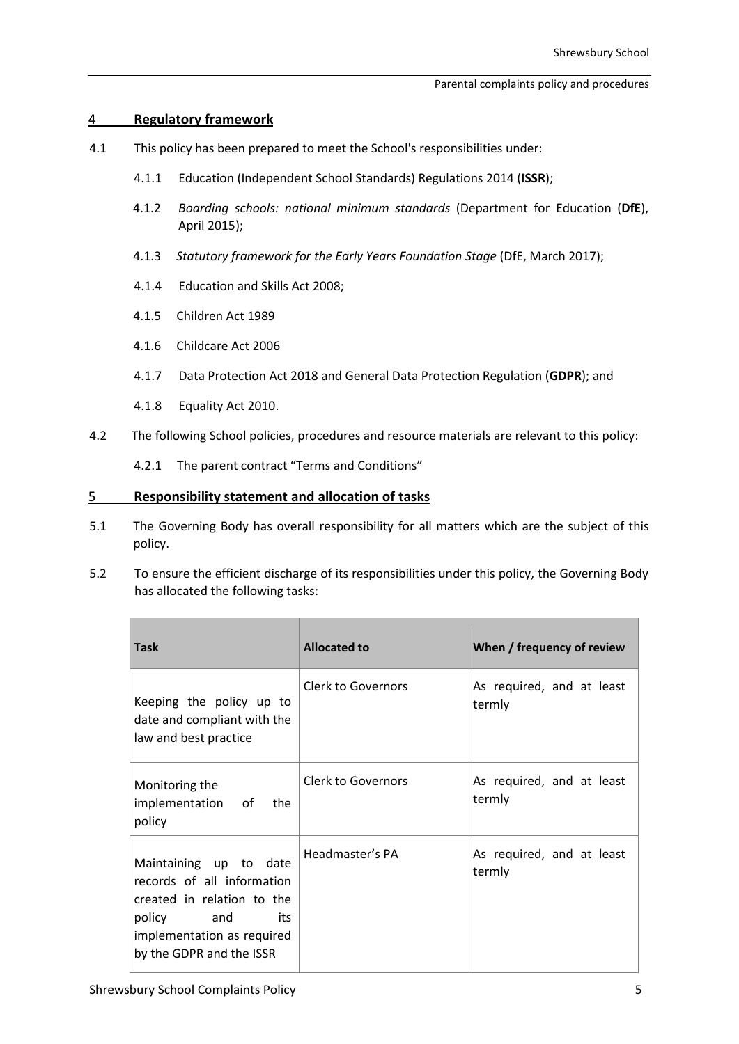## 4 Regulatory framework

4.1 This policy has been prepared to meet the School's responsibilities under:

4.1.1 Education (Independent School Standards) Regulations 2014 (**ISSR**);

4.1.2 *Boarding schools: national minimum standards* (Department for Education (**DfE**), April 2015);

4.1.3 *Statutory framework for the Early Years Foundation Stage* (DfE, March 2017);

4.1.4 Education and Skills Act 2008;

4.1.5 Children Act 1989

4.1.6 Childcare Act 2006

4.1.7 Data Protection Act 2018 and General Data Protection Regulation (**GDPR**); and

4.1.8 Equality Act 2010.

4.2 The following School policies, procedures and resource materials are relevant to this policy:

4.2.1 The parent contract "Terms and Conditions"

## 5 Responsibility statement and allocation of tasks

5.1 The Governing Body has overall responsibility for all matters which are the subject of this policy.

5.2 To ensure the efficient discharge of its responsibilities under this policy, the Governing Body has allocated the following tasks:

| Task | Allocated to | When / frequency of review |
|---|---|---|
| Keeping the policy up to date and compliant with the law and best practice | Clerk to Governors | As required, and at least termly |
| Monitoring the implementation of the policy | Clerk to Governors | As required, and at least termly |
| Maintaining up to date records of all information created in relation to the policy and its implementation as required by the GDPR and the ISSR | Headmaster's PA | As required, and at least termly |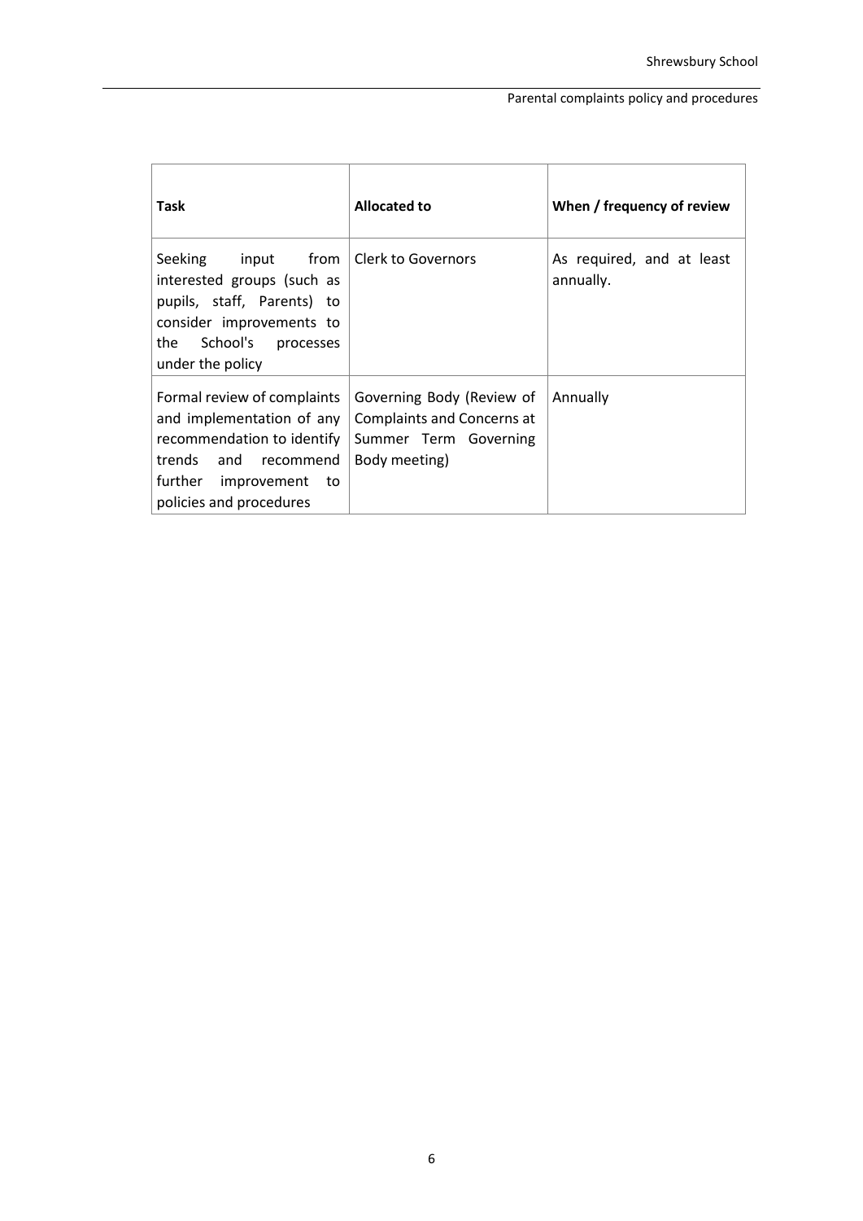| Task | Allocated to | When / frequency of review |
|---|---|---|
| Seeking input from interested groups (such as pupils, staff, Parents) to consider improvements to the School's processes under the policy | Clerk to Governors | As required, and at least annually. |
| Formal review of complaints and implementation of any recommendation to identify trends and recommend further improvement to policies and procedures | Governing Body (Review of Complaints and Concerns at Summer Term Governing Body meeting) | Annually |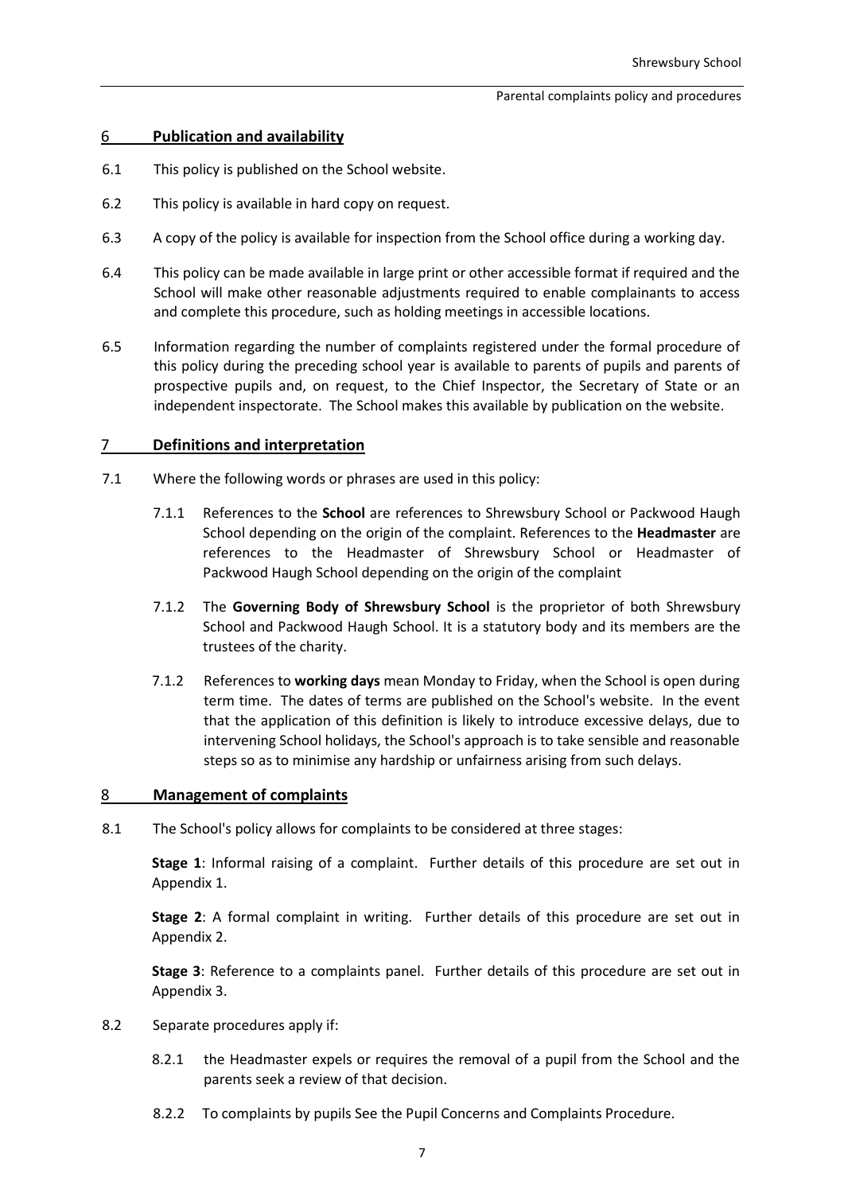## 6 Publication and availability

6.1 This policy is published on the School website.

6.2 This policy is available in hard copy on request.

6.3 A copy of the policy is available for inspection from the School office during a working day.

6.4 This policy can be made available in large print or other accessible format if required and the School will make other reasonable adjustments required to enable complainants to access and complete this procedure, such as holding meetings in accessible locations.

6.5 Information regarding the number of complaints registered under the formal procedure of this policy during the preceding school year is available to parents of pupils and parents of prospective pupils and, on request, to the Chief Inspector, the Secretary of State or an independent inspectorate. The School makes this available by publication on the website.

## 7 Definitions and interpretation

7.1 Where the following words or phrases are used in this policy:

7.1.1 References to the **School** are references to Shrewsbury School or Packwood Haugh School depending on the origin of the complaint. References to the **Headmaster** are references to the Headmaster of Shrewsbury School or Headmaster of Packwood Haugh School depending on the origin of the complaint

7.1.2 The **Governing Body of Shrewsbury School** is the proprietor of both Shrewsbury School and Packwood Haugh School. It is a statutory body and its members are the trustees of the charity.

7.1.2 References to **working days** mean Monday to Friday, when the School is open during term time. The dates of terms are published on the School's website. In the event that the application of this definition is likely to introduce excessive delays, due to intervening School holidays, the School's approach is to take sensible and reasonable steps so as to minimise any hardship or unfairness arising from such delays.

## 8 Management of complaints

8.1 The School's policy allows for complaints to be considered at three stages:

**Stage 1**: Informal raising of a complaint. Further details of this procedure are set out in Appendix 1.

**Stage 2**: A formal complaint in writing. Further details of this procedure are set out in Appendix 2.

**Stage 3**: Reference to a complaints panel. Further details of this procedure are set out in Appendix 3.

8.2 Separate procedures apply if:

8.2.1 the Headmaster expels or requires the removal of a pupil from the School and the parents seek a review of that decision.

8.2.2 To complaints by pupils See the Pupil Concerns and Complaints Procedure.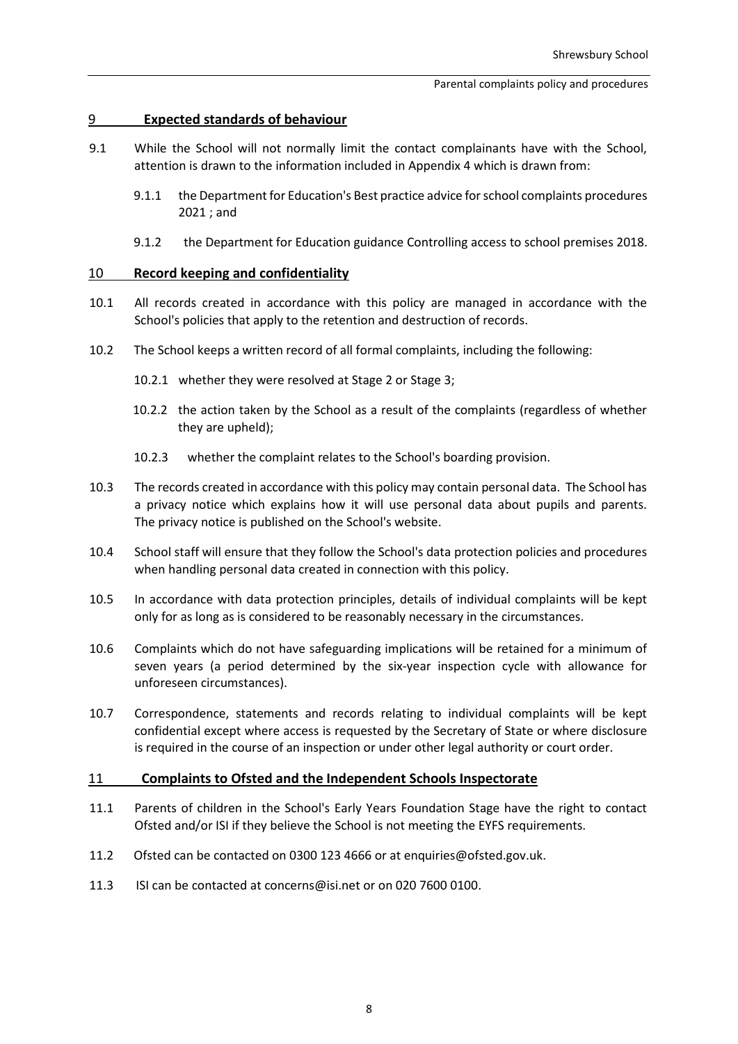## 9 Expected standards of behaviour

9.1 While the School will not normally limit the contact complainants have with the School, attention is drawn to the information included in Appendix 4 which is drawn from:

9.1.1 the Department for Education's Best practice advice for school complaints procedures 2021 ; and

9.1.2 the Department for Education guidance Controlling access to school premises 2018.

## 10 Record keeping and confidentiality

10.1 All records created in accordance with this policy are managed in accordance with the School's policies that apply to the retention and destruction of records.

10.2 The School keeps a written record of all formal complaints, including the following:

10.2.1 whether they were resolved at Stage 2 or Stage 3;

10.2.2 the action taken by the School as a result of the complaints (regardless of whether they are upheld);

10.2.3 whether the complaint relates to the School's boarding provision.

10.3 The records created in accordance with this policy may contain personal data. The School has a privacy notice which explains how it will use personal data about pupils and parents. The privacy notice is published on the School's website.

10.4 School staff will ensure that they follow the School's data protection policies and procedures when handling personal data created in connection with this policy.

10.5 In accordance with data protection principles, details of individual complaints will be kept only for as long as is considered to be reasonably necessary in the circumstances.

10.6 Complaints which do not have safeguarding implications will be retained for a minimum of seven years (a period determined by the six-year inspection cycle with allowance for unforeseen circumstances).

10.7 Correspondence, statements and records relating to individual complaints will be kept confidential except where access is requested by the Secretary of State or where disclosure is required in the course of an inspection or under other legal authority or court order.

## 11 Complaints to Ofsted and the Independent Schools Inspectorate

11.1 Parents of children in the School's Early Years Foundation Stage have the right to contact Ofsted and/or ISI if they believe the School is not meeting the EYFS requirements.

11.2 Ofsted can be contacted on 0300 123 4666 or at enquiries@ofsted.gov.uk.

11.3 ISI can be contacted at concerns@isi.net or on 020 7600 0100.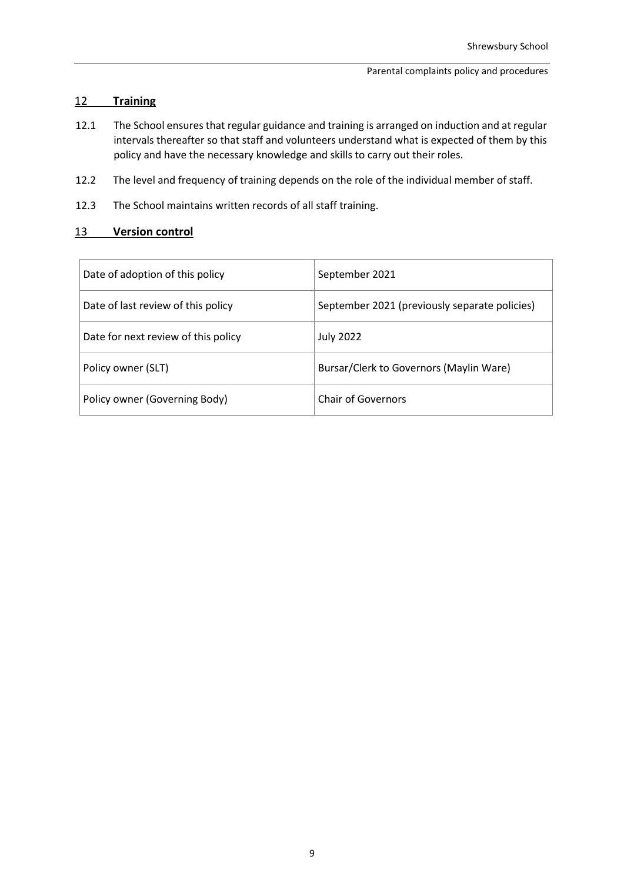## 12 Training

12.1 The School ensures that regular guidance and training is arranged on induction and at regular intervals thereafter so that staff and volunteers understand what is expected of them by this policy and have the necessary knowledge and skills to carry out their roles.

12.2 The level and frequency of training depends on the role of the individual member of staff.

12.3 The School maintains written records of all staff training.

## 13 Version control

| | |
|---|---|
| Date of adoption of this policy | September 2021 |
| Date of last review of this policy | September 2021 (previously separate policies) |
| Date for next review of this policy | July 2022 |
| Policy owner (SLT) | Bursar/Clerk to Governors (Maylin Ware) |
| Policy owner (Governing Body) | Chair of Governors |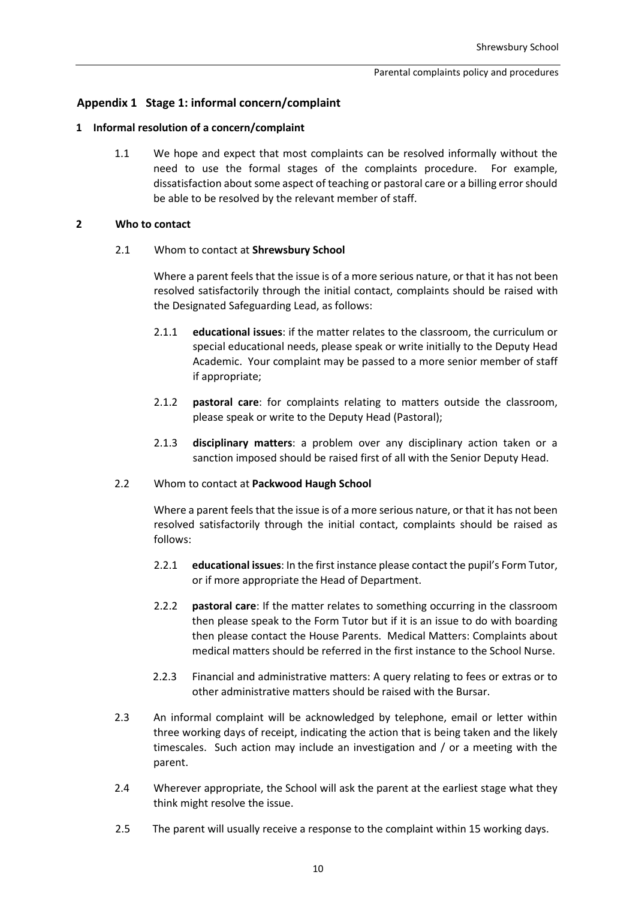## Appendix 1 Stage 1: informal concern/complaint

### 1 Informal resolution of a concern/complaint

1.1 We hope and expect that most complaints can be resolved informally without the need to use the formal stages of the complaints procedure. For example, dissatisfaction about some aspect of teaching or pastoral care or a billing error should be able to be resolved by the relevant member of staff.

### 2 Who to contact

2.1 Whom to contact at **Shrewsbury School**

Where a parent feels that the issue is of a more serious nature, or that it has not been resolved satisfactorily through the initial contact, complaints should be raised with the Designated Safeguarding Lead, as follows:

2.1.1 **educational issues**: if the matter relates to the classroom, the curriculum or special educational needs, please speak or write initially to the Deputy Head Academic. Your complaint may be passed to a more senior member of staff if appropriate;

2.1.2 **pastoral care**: for complaints relating to matters outside the classroom, please speak or write to the Deputy Head (Pastoral);

2.1.3 **disciplinary matters**: a problem over any disciplinary action taken or a sanction imposed should be raised first of all with the Senior Deputy Head.

2.2 Whom to contact at **Packwood Haugh School**

Where a parent feels that the issue is of a more serious nature, or that it has not been resolved satisfactorily through the initial contact, complaints should be raised as follows:

2.2.1 **educational issues**: In the first instance please contact the pupil's Form Tutor, or if more appropriate the Head of Department.

2.2.2 **pastoral care**: If the matter relates to something occurring in the classroom then please speak to the Form Tutor but if it is an issue to do with boarding then please contact the House Parents. Medical Matters: Complaints about medical matters should be referred in the first instance to the School Nurse.

2.2.3 Financial and administrative matters: A query relating to fees or extras or to other administrative matters should be raised with the Bursar.

2.3 An informal complaint will be acknowledged by telephone, email or letter within three working days of receipt, indicating the action that is being taken and the likely timescales. Such action may include an investigation and / or a meeting with the parent.

2.4 Wherever appropriate, the School will ask the parent at the earliest stage what they think might resolve the issue.

2.5 The parent will usually receive a response to the complaint within 15 working days.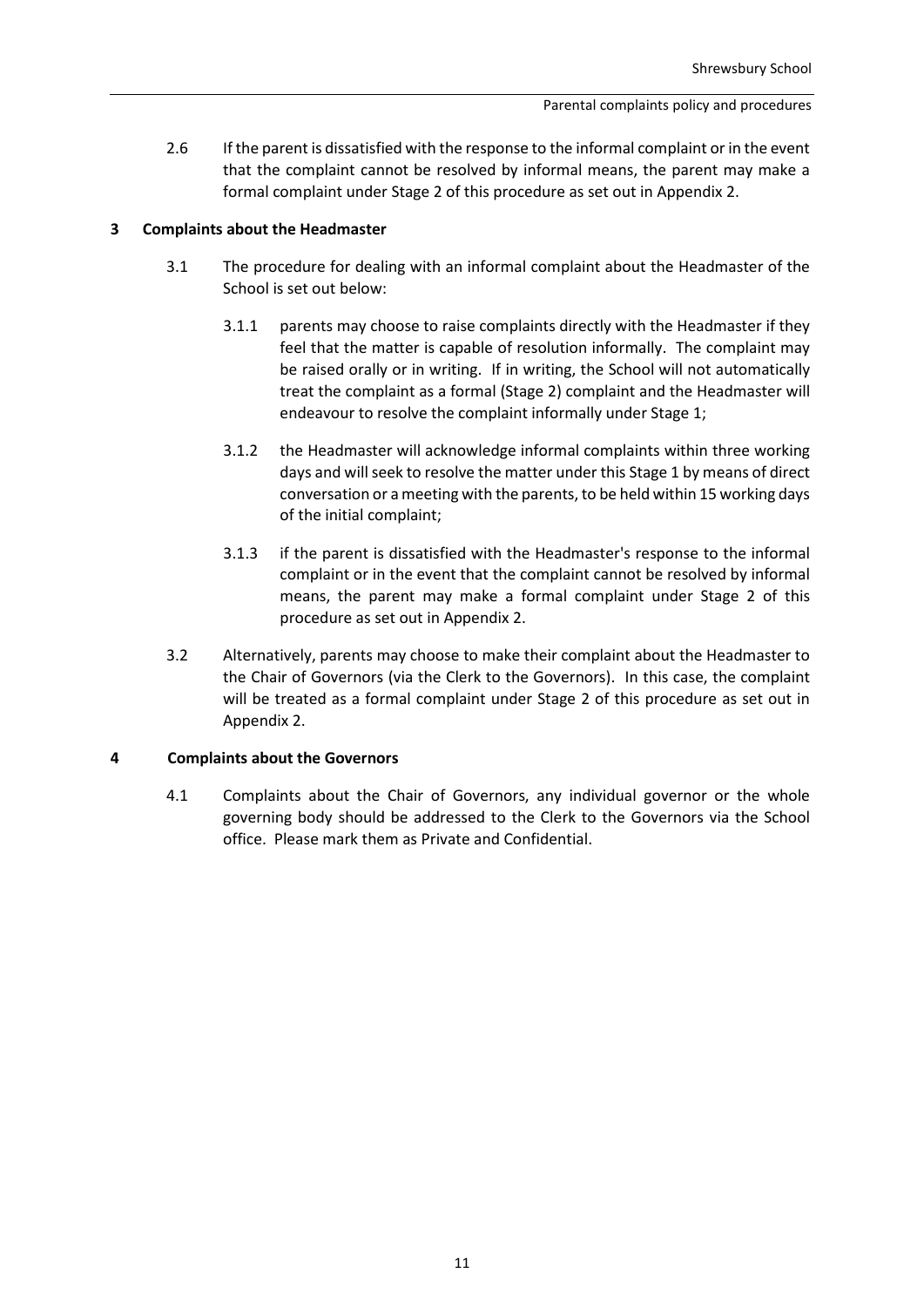2.6 If the parent is dissatisfied with the response to the informal complaint or in the event that the complaint cannot be resolved by informal means, the parent may make a formal complaint under Stage 2 of this procedure as set out in Appendix 2.

## 3 Complaints about the Headmaster

3.1 The procedure for dealing with an informal complaint about the Headmaster of the School is set out below:

3.1.1 parents may choose to raise complaints directly with the Headmaster if they feel that the matter is capable of resolution informally. The complaint may be raised orally or in writing. If in writing, the School will not automatically treat the complaint as a formal (Stage 2) complaint and the Headmaster will endeavour to resolve the complaint informally under Stage 1;

3.1.2 the Headmaster will acknowledge informal complaints within three working days and will seek to resolve the matter under this Stage 1 by means of direct conversation or a meeting with the parents, to be held within 15 working days of the initial complaint;

3.1.3 if the parent is dissatisfied with the Headmaster's response to the informal complaint or in the event that the complaint cannot be resolved by informal means, the parent may make a formal complaint under Stage 2 of this procedure as set out in Appendix 2.

3.2 Alternatively, parents may choose to make their complaint about the Headmaster to the Chair of Governors (via the Clerk to the Governors). In this case, the complaint will be treated as a formal complaint under Stage 2 of this procedure as set out in Appendix 2.

## 4 Complaints about the Governors

4.1 Complaints about the Chair of Governors, any individual governor or the whole governing body should be addressed to the Clerk to the Governors via the School office. Please mark them as Private and Confidential.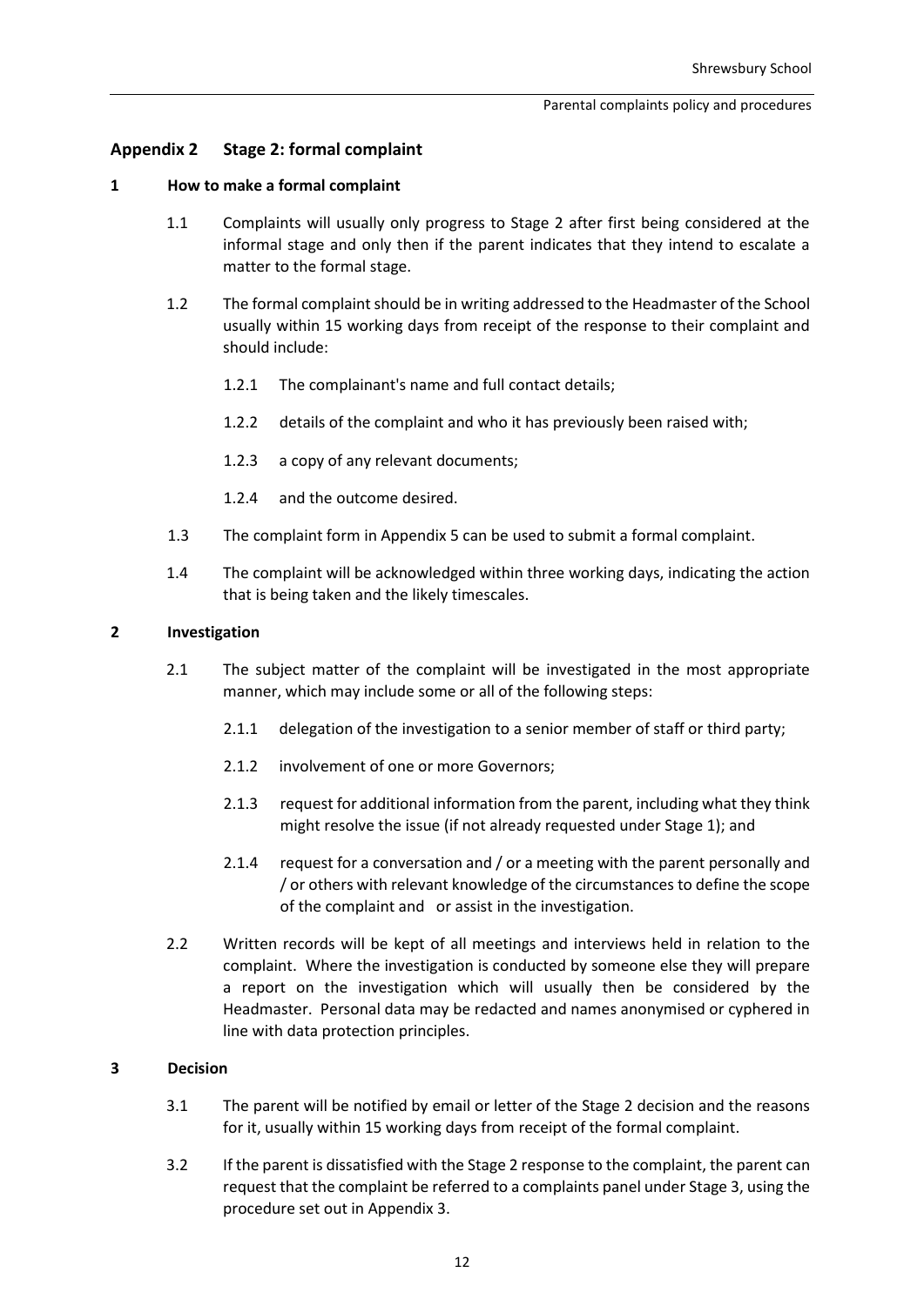## Appendix 2 Stage 2: formal complaint

### 1 How to make a formal complaint

1.1 Complaints will usually only progress to Stage 2 after first being considered at the informal stage and only then if the parent indicates that they intend to escalate a matter to the formal stage.

1.2 The formal complaint should be in writing addressed to the Headmaster of the School usually within 15 working days from receipt of the response to their complaint and should include:

1.2.1 The complainant's name and full contact details;

1.2.2 details of the complaint and who it has previously been raised with;

1.2.3 a copy of any relevant documents;

1.2.4 and the outcome desired.

1.3 The complaint form in Appendix 5 can be used to submit a formal complaint.

1.4 The complaint will be acknowledged within three working days, indicating the action that is being taken and the likely timescales.

### 2 Investigation

2.1 The subject matter of the complaint will be investigated in the most appropriate manner, which may include some or all of the following steps:

2.1.1 delegation of the investigation to a senior member of staff or third party;

2.1.2 involvement of one or more Governors;

2.1.3 request for additional information from the parent, including what they think might resolve the issue (if not already requested under Stage 1); and

2.1.4 request for a conversation and / or a meeting with the parent personally and / or others with relevant knowledge of the circumstances to define the scope of the complaint and or assist in the investigation.

2.2 Written records will be kept of all meetings and interviews held in relation to the complaint. Where the investigation is conducted by someone else they will prepare a report on the investigation which will usually then be considered by the Headmaster. Personal data may be redacted and names anonymised or cyphered in line with data protection principles.

### 3 Decision

3.1 The parent will be notified by email or letter of the Stage 2 decision and the reasons for it, usually within 15 working days from receipt of the formal complaint.

3.2 If the parent is dissatisfied with the Stage 2 response to the complaint, the parent can request that the complaint be referred to a complaints panel under Stage 3, using the procedure set out in Appendix 3.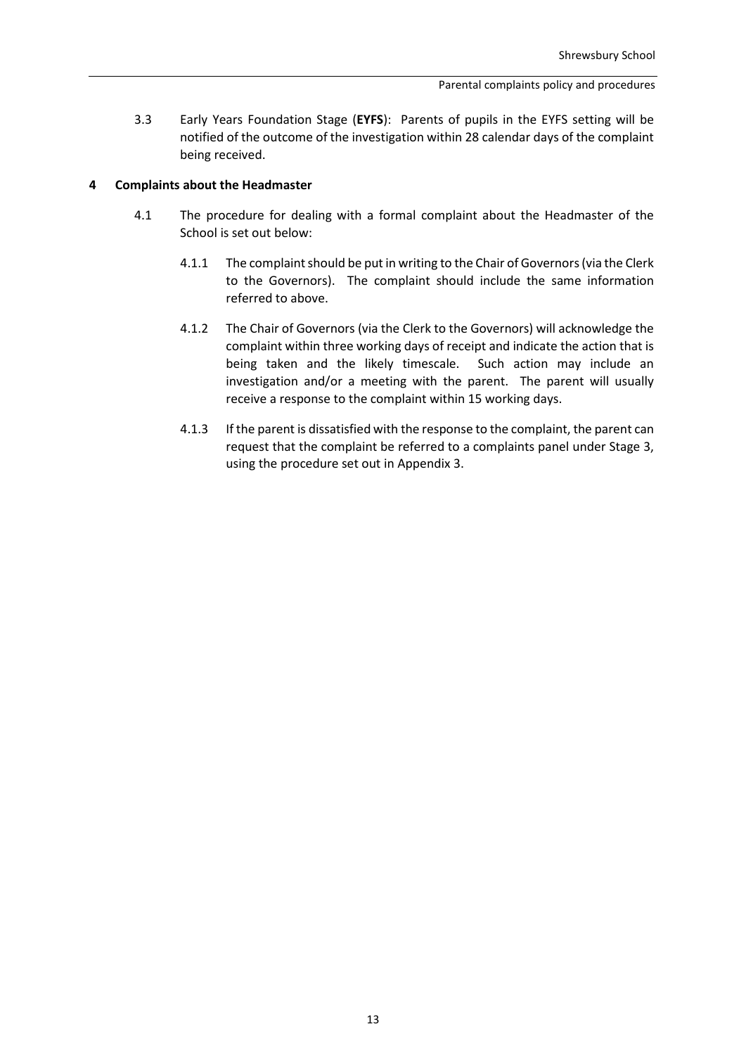3.3 Early Years Foundation Stage (**EYFS**): Parents of pupils in the EYFS setting will be notified of the outcome of the investigation within 28 calendar days of the complaint being received.

## 4 Complaints about the Headmaster

4.1 The procedure for dealing with a formal complaint about the Headmaster of the School is set out below:

4.1.1 The complaint should be put in writing to the Chair of Governors (via the Clerk to the Governors). The complaint should include the same information referred to above.

4.1.2 The Chair of Governors (via the Clerk to the Governors) will acknowledge the complaint within three working days of receipt and indicate the action that is being taken and the likely timescale. Such action may include an investigation and/or a meeting with the parent. The parent will usually receive a response to the complaint within 15 working days.

4.1.3 If the parent is dissatisfied with the response to the complaint, the parent can request that the complaint be referred to a complaints panel under Stage 3, using the procedure set out in Appendix 3.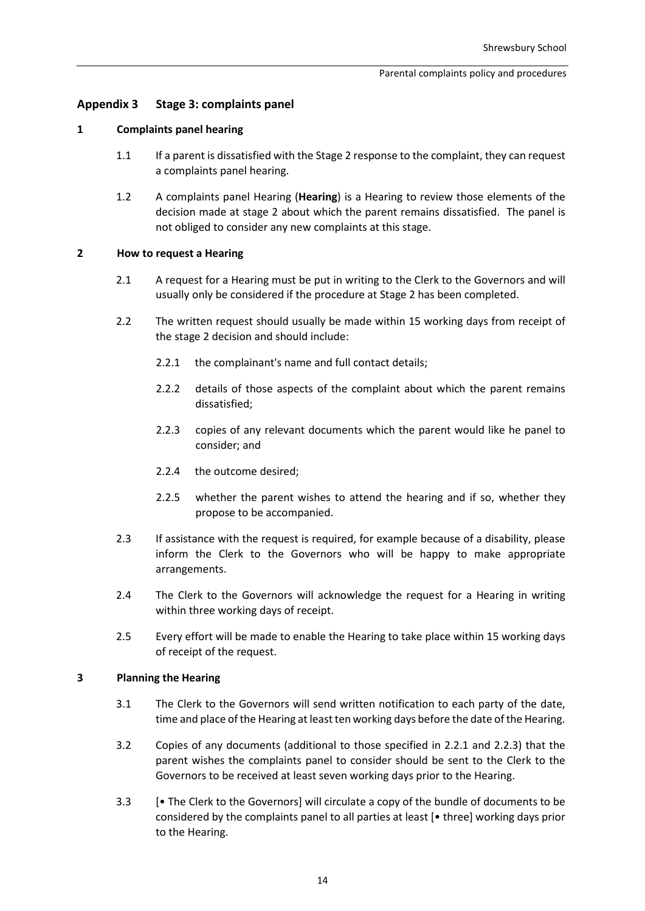## Appendix 3 Stage 3: complaints panel

### 1 Complaints panel hearing

1.1 If a parent is dissatisfied with the Stage 2 response to the complaint, they can request a complaints panel hearing.

1.2 A complaints panel Hearing (**Hearing**) is a Hearing to review those elements of the decision made at stage 2 about which the parent remains dissatisfied. The panel is not obliged to consider any new complaints at this stage.

### 2 How to request a Hearing

2.1 A request for a Hearing must be put in writing to the Clerk to the Governors and will usually only be considered if the procedure at Stage 2 has been completed.

2.2 The written request should usually be made within 15 working days from receipt of the stage 2 decision and should include:

2.2.1 the complainant's name and full contact details;

2.2.2 details of those aspects of the complaint about which the parent remains dissatisfied;

2.2.3 copies of any relevant documents which the parent would like he panel to consider; and

2.2.4 the outcome desired;

2.2.5 whether the parent wishes to attend the hearing and if so, whether they propose to be accompanied.

2.3 If assistance with the request is required, for example because of a disability, please inform the Clerk to the Governors who will be happy to make appropriate arrangements.

2.4 The Clerk to the Governors will acknowledge the request for a Hearing in writing within three working days of receipt.

2.5 Every effort will be made to enable the Hearing to take place within 15 working days of receipt of the request.

### 3 Planning the Hearing

3.1 The Clerk to the Governors will send written notification to each party of the date, time and place of the Hearing at least ten working days before the date of the Hearing.

3.2 Copies of any documents (additional to those specified in 2.2.1 and 2.2.3) that the parent wishes the complaints panel to consider should be sent to the Clerk to the Governors to be received at least seven working days prior to the Hearing.

3.3 [• The Clerk to the Governors] will circulate a copy of the bundle of documents to be considered by the complaints panel to all parties at least [• three] working days prior to the Hearing.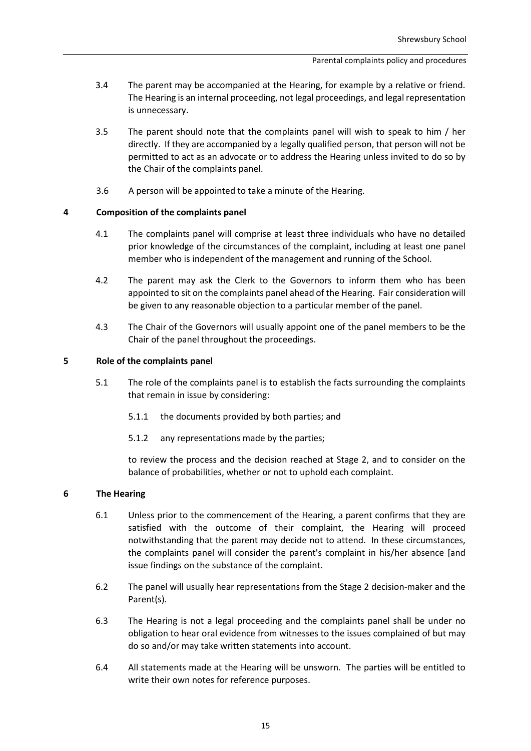3.4 The parent may be accompanied at the Hearing, for example by a relative or friend. The Hearing is an internal proceeding, not legal proceedings, and legal representation is unnecessary.

3.5 The parent should note that the complaints panel will wish to speak to him / her directly. If they are accompanied by a legally qualified person, that person will not be permitted to act as an advocate or to address the Hearing unless invited to do so by the Chair of the complaints panel.

3.6 A person will be appointed to take a minute of the Hearing.

**4 Composition of the complaints panel**

4.1 The complaints panel will comprise at least three individuals who have no detailed prior knowledge of the circumstances of the complaint, including at least one panel member who is independent of the management and running of the School.

4.2 The parent may ask the Clerk to the Governors to inform them who has been appointed to sit on the complaints panel ahead of the Hearing. Fair consideration will be given to any reasonable objection to a particular member of the panel.

4.3 The Chair of the Governors will usually appoint one of the panel members to be the Chair of the panel throughout the proceedings.

**5 Role of the complaints panel**

5.1 The role of the complaints panel is to establish the facts surrounding the complaints that remain in issue by considering:

5.1.1 the documents provided by both parties; and

5.1.2 any representations made by the parties;

to review the process and the decision reached at Stage 2, and to consider on the balance of probabilities, whether or not to uphold each complaint.

**6 The Hearing**

6.1 Unless prior to the commencement of the Hearing, a parent confirms that they are satisfied with the outcome of their complaint, the Hearing will proceed notwithstanding that the parent may decide not to attend. In these circumstances, the complaints panel will consider the parent's complaint in his/her absence [and issue findings on the substance of the complaint.

6.2 The panel will usually hear representations from the Stage 2 decision-maker and the Parent(s).

6.3 The Hearing is not a legal proceeding and the complaints panel shall be under no obligation to hear oral evidence from witnesses to the issues complained of but may do so and/or may take written statements into account.

6.4 All statements made at the Hearing will be unsworn. The parties will be entitled to write their own notes for reference purposes.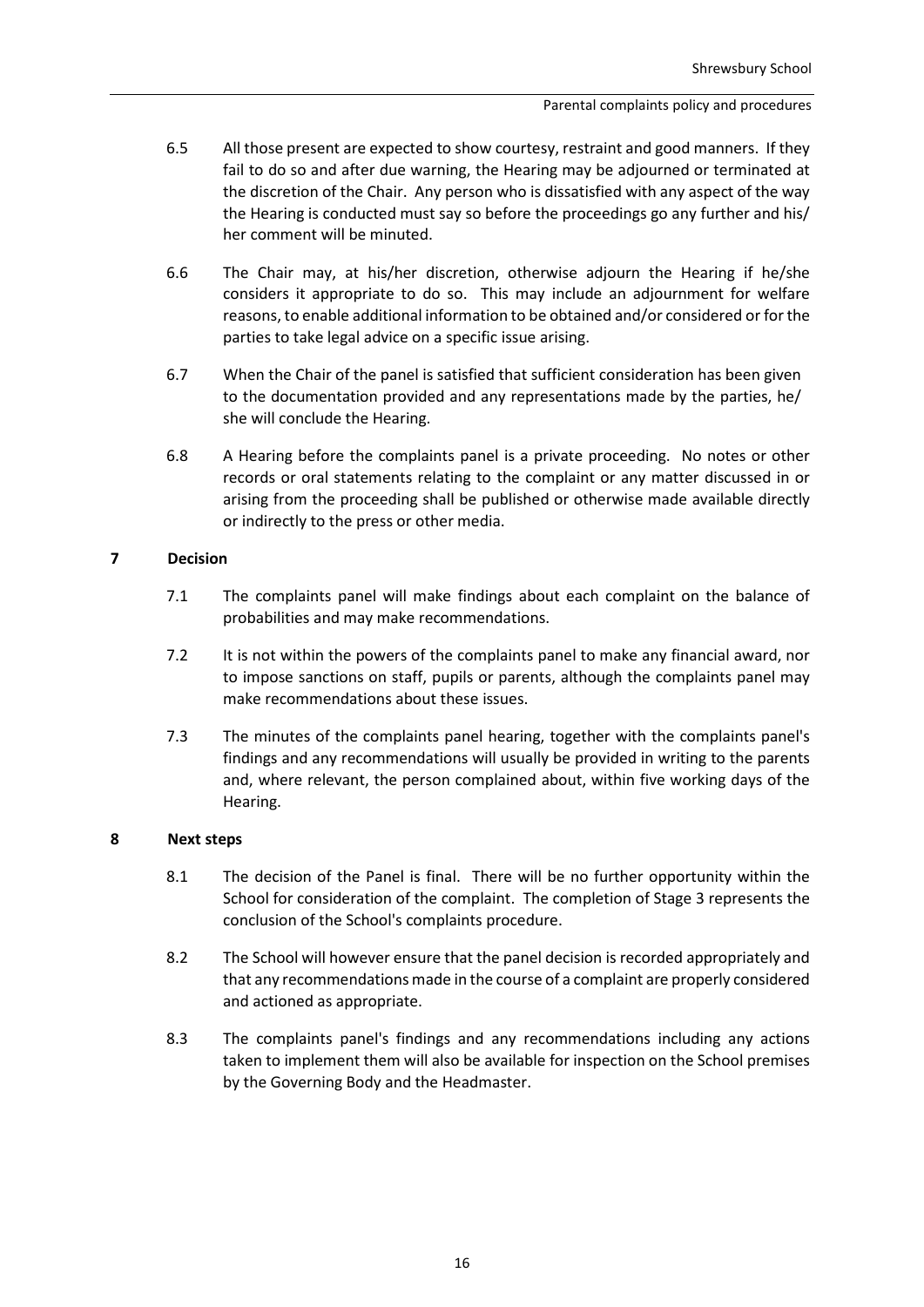6.5 All those present are expected to show courtesy, restraint and good manners. If they fail to do so and after due warning, the Hearing may be adjourned or terminated at the discretion of the Chair. Any person who is dissatisfied with any aspect of the way the Hearing is conducted must say so before the proceedings go any further and his/ her comment will be minuted.

6.6 The Chair may, at his/her discretion, otherwise adjourn the Hearing if he/she considers it appropriate to do so. This may include an adjournment for welfare reasons, to enable additional information to be obtained and/or considered or for the parties to take legal advice on a specific issue arising.

6.7 When the Chair of the panel is satisfied that sufficient consideration has been given to the documentation provided and any representations made by the parties, he/ she will conclude the Hearing.

6.8 A Hearing before the complaints panel is a private proceeding. No notes or other records or oral statements relating to the complaint or any matter discussed in or arising from the proceeding shall be published or otherwise made available directly or indirectly to the press or other media.

## 7 Decision

7.1 The complaints panel will make findings about each complaint on the balance of probabilities and may make recommendations.

7.2 It is not within the powers of the complaints panel to make any financial award, nor to impose sanctions on staff, pupils or parents, although the complaints panel may make recommendations about these issues.

7.3 The minutes of the complaints panel hearing, together with the complaints panel's findings and any recommendations will usually be provided in writing to the parents and, where relevant, the person complained about, within five working days of the Hearing.

## 8 Next steps

8.1 The decision of the Panel is final. There will be no further opportunity within the School for consideration of the complaint. The completion of Stage 3 represents the conclusion of the School's complaints procedure.

8.2 The School will however ensure that the panel decision is recorded appropriately and that any recommendations made in the course of a complaint are properly considered and actioned as appropriate.

8.3 The complaints panel's findings and any recommendations including any actions taken to implement them will also be available for inspection on the School premises by the Governing Body and the Headmaster.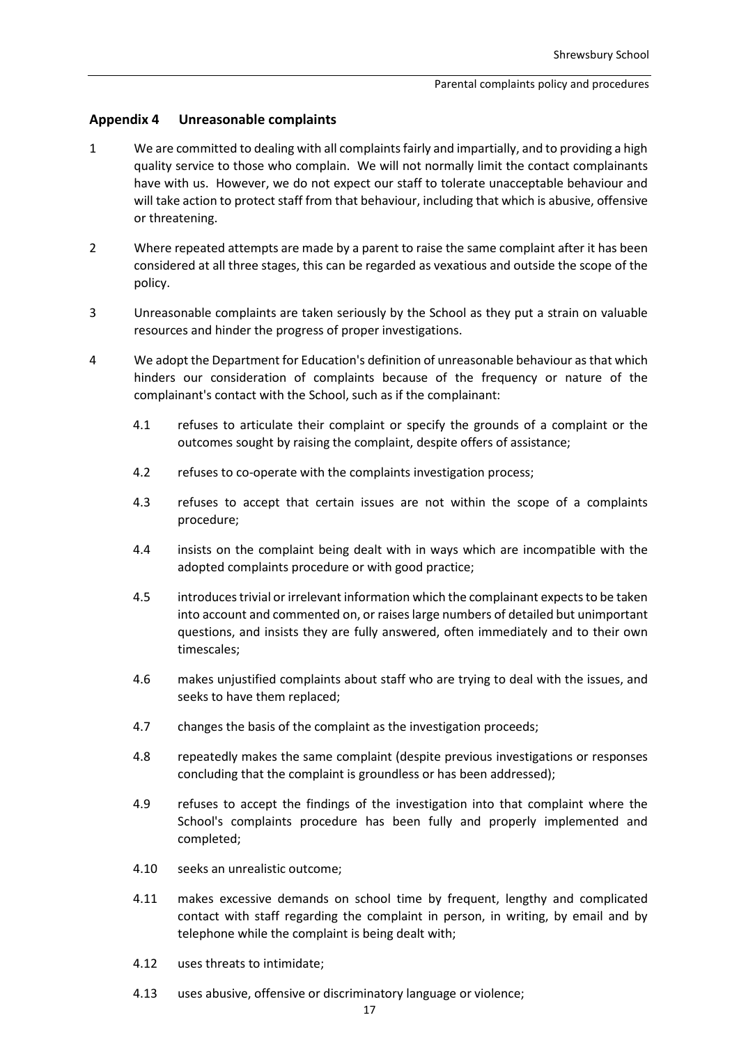## Appendix 4 Unreasonable complaints

1 We are committed to dealing with all complaints fairly and impartially, and to providing a high quality service to those who complain. We will not normally limit the contact complainants have with us. However, we do not expect our staff to tolerate unacceptable behaviour and will take action to protect staff from that behaviour, including that which is abusive, offensive or threatening.

2 Where repeated attempts are made by a parent to raise the same complaint after it has been considered at all three stages, this can be regarded as vexatious and outside the scope of the policy.

3 Unreasonable complaints are taken seriously by the School as they put a strain on valuable resources and hinder the progress of proper investigations.

4 We adopt the Department for Education's definition of unreasonable behaviour as that which hinders our consideration of complaints because of the frequency or nature of the complainant's contact with the School, such as if the complainant:

4.1 refuses to articulate their complaint or specify the grounds of a complaint or the outcomes sought by raising the complaint, despite offers of assistance;

4.2 refuses to co-operate with the complaints investigation process;

4.3 refuses to accept that certain issues are not within the scope of a complaints procedure;

4.4 insists on the complaint being dealt with in ways which are incompatible with the adopted complaints procedure or with good practice;

4.5 introduces trivial or irrelevant information which the complainant expects to be taken into account and commented on, or raises large numbers of detailed but unimportant questions, and insists they are fully answered, often immediately and to their own timescales;

4.6 makes unjustified complaints about staff who are trying to deal with the issues, and seeks to have them replaced;

4.7 changes the basis of the complaint as the investigation proceeds;

4.8 repeatedly makes the same complaint (despite previous investigations or responses concluding that the complaint is groundless or has been addressed);

4.9 refuses to accept the findings of the investigation into that complaint where the School's complaints procedure has been fully and properly implemented and completed;

4.10 seeks an unrealistic outcome;

4.11 makes excessive demands on school time by frequent, lengthy and complicated contact with staff regarding the complaint in person, in writing, by email and by telephone while the complaint is being dealt with;

4.12 uses threats to intimidate;

4.13 uses abusive, offensive or discriminatory language or violence;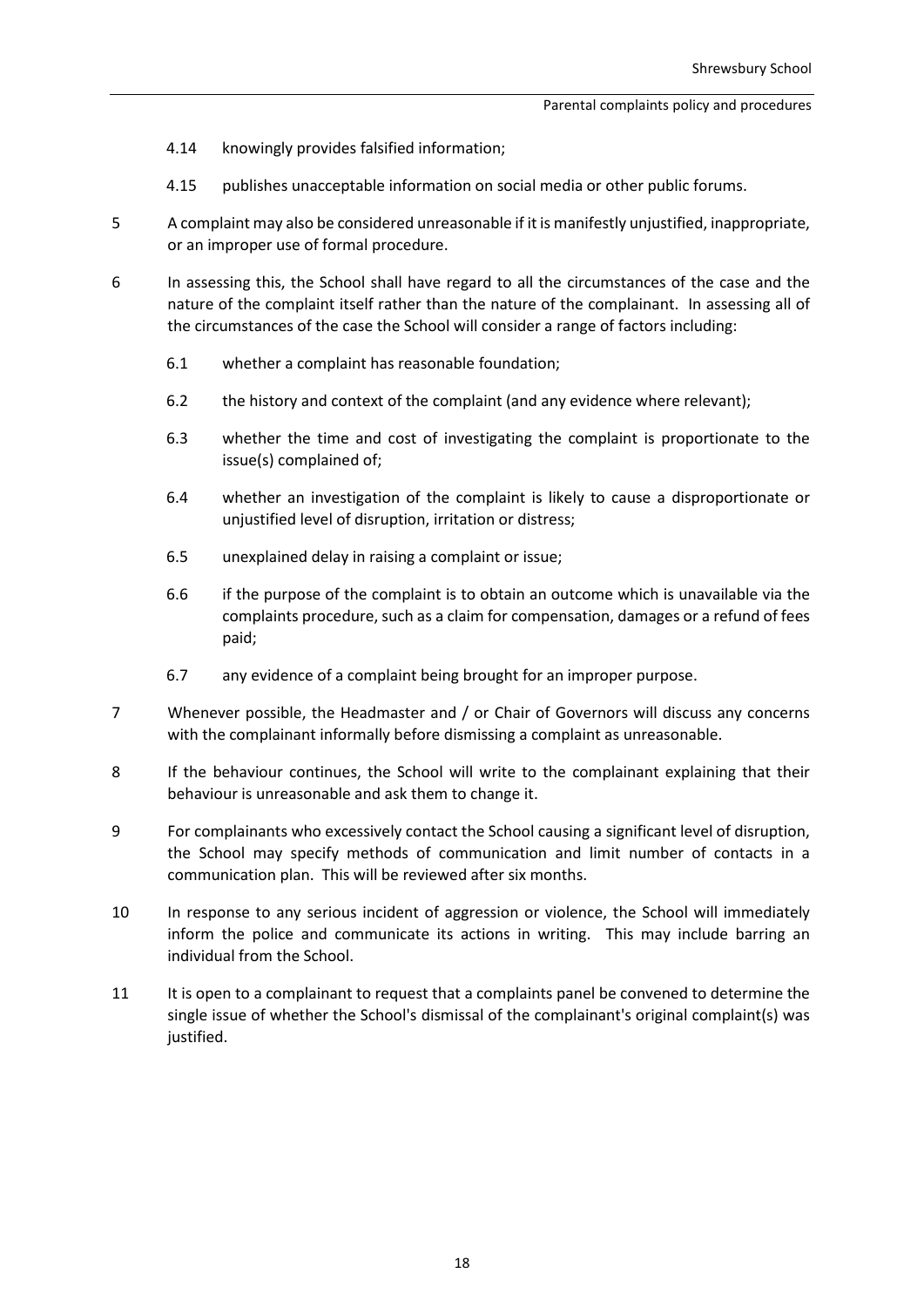4.14 knowingly provides falsified information;

4.15 publishes unacceptable information on social media or other public forums.

5 A complaint may also be considered unreasonable if it is manifestly unjustified, inappropriate, or an improper use of formal procedure.

6 In assessing this, the School shall have regard to all the circumstances of the case and the nature of the complaint itself rather than the nature of the complainant. In assessing all of the circumstances of the case the School will consider a range of factors including:

6.1 whether a complaint has reasonable foundation;

6.2 the history and context of the complaint (and any evidence where relevant);

6.3 whether the time and cost of investigating the complaint is proportionate to the issue(s) complained of;

6.4 whether an investigation of the complaint is likely to cause a disproportionate or unjustified level of disruption, irritation or distress;

6.5 unexplained delay in raising a complaint or issue;

6.6 if the purpose of the complaint is to obtain an outcome which is unavailable via the complaints procedure, such as a claim for compensation, damages or a refund of fees paid;

6.7 any evidence of a complaint being brought for an improper purpose.

7 Whenever possible, the Headmaster and / or Chair of Governors will discuss any concerns with the complainant informally before dismissing a complaint as unreasonable.

8 If the behaviour continues, the School will write to the complainant explaining that their behaviour is unreasonable and ask them to change it.

9 For complainants who excessively contact the School causing a significant level of disruption, the School may specify methods of communication and limit number of contacts in a communication plan. This will be reviewed after six months.

10 In response to any serious incident of aggression or violence, the School will immediately inform the police and communicate its actions in writing. This may include barring an individual from the School.

11 It is open to a complainant to request that a complaints panel be convened to determine the single issue of whether the School's dismissal of the complainant's original complaint(s) was justified.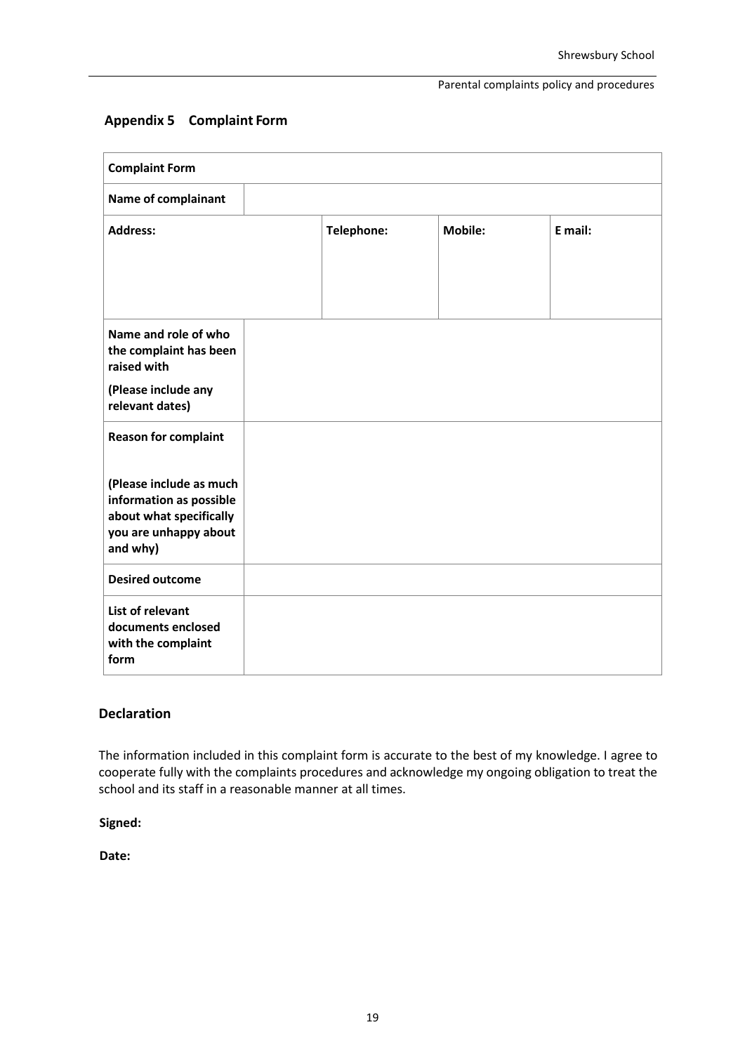## Appendix 5 Complaint Form

| **Complaint Form** | | | | |
|---|---|---|---|---|
| **Name of complainant** | | | | |
| **Address:** | | **Telephone:** | **Mobile:** | **E mail:** |
| **Name and role of who the complaint has been raised with**<br><br>**(Please include any relevant dates)** | | | | |
| **Reason for complaint**<br><br>**(Please include as much information as possible about what specifically you are unhappy about and why)** | | | | |
| **Desired outcome** | | | | |
| **List of relevant documents enclosed with the complaint form** | | | | |

### Declaration

The information included in this complaint form is accurate to the best of my knowledge. I agree to cooperate fully with the complaints procedures and acknowledge my ongoing obligation to treat the school and its staff in a reasonable manner at all times.

**Signed:**

**Date:**